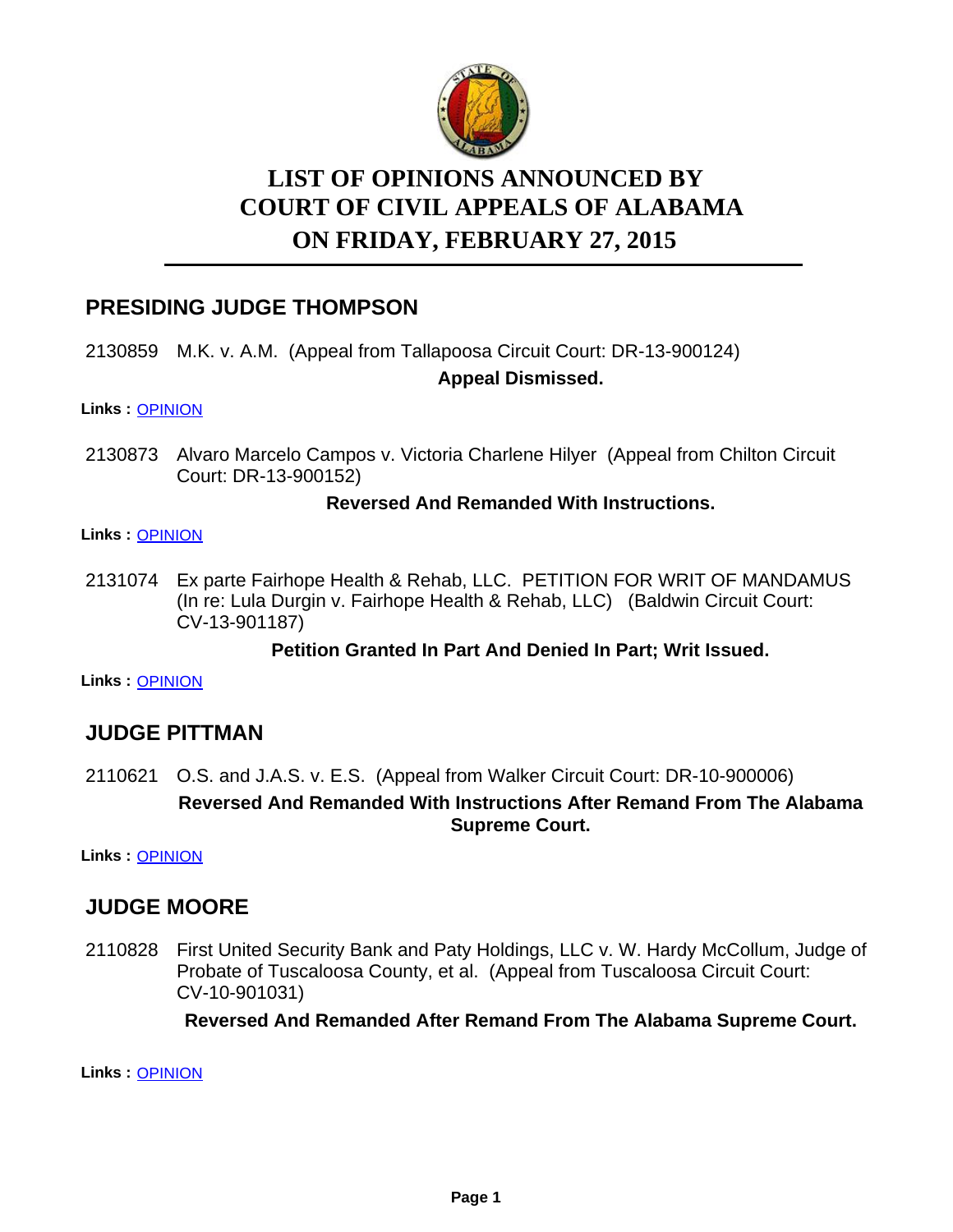# LIST OF OPINIONS ANNOUNCED BY COURT OF CIVIL APPEALS OF ALABAMA ON FRIDAY, FEBRUARY 27, 2015

## PRESIDING JUDGE THOMPSON

2130859 M.K. v. A.M. (Appeal from Tallapoosa Circuit Court: DR-13-900124)

**Appeal Dismissed.**

**Links :** OPINION

2130873 Alvaro Marcelo Campos v. Victoria Charlene Hilyer (Appeal from Chilton Circuit Court: DR-13-900152)

**Reversed And Remanded With Instructions.**

**Links :** OPINION

2131074 Ex parte Fairhope Health & Rehab, LLC. PETITION FOR WRIT OF MANDAMUS (In re: Lula Durgin v. Fairhope Health & Rehab, LLC) (Baldwin Circuit Court: CV-13-901187)

**Petition Granted In Part And Denied In Part; Writ Issued.**

**Links :** OPINION

## JUDGE PITTMAN

2110621 O.S. and J.A.S. v. E.S. (Appeal from Walker Circuit Court: DR-10-900006)

**Reversed And Remanded With Instructions After Remand From The Alabama Supreme Court.**

**Links :** OPINION

## JUDGE MOORE

2110828 First United Security Bank and Paty Holdings, LLC v. W. Hardy McCollum, Judge of Probate of Tuscaloosa County, et al. (Appeal from Tuscaloosa Circuit Court: CV-10-901031)

**Reversed And Remanded After Remand From The Alabama Supreme Court.**

**Links :** OPINION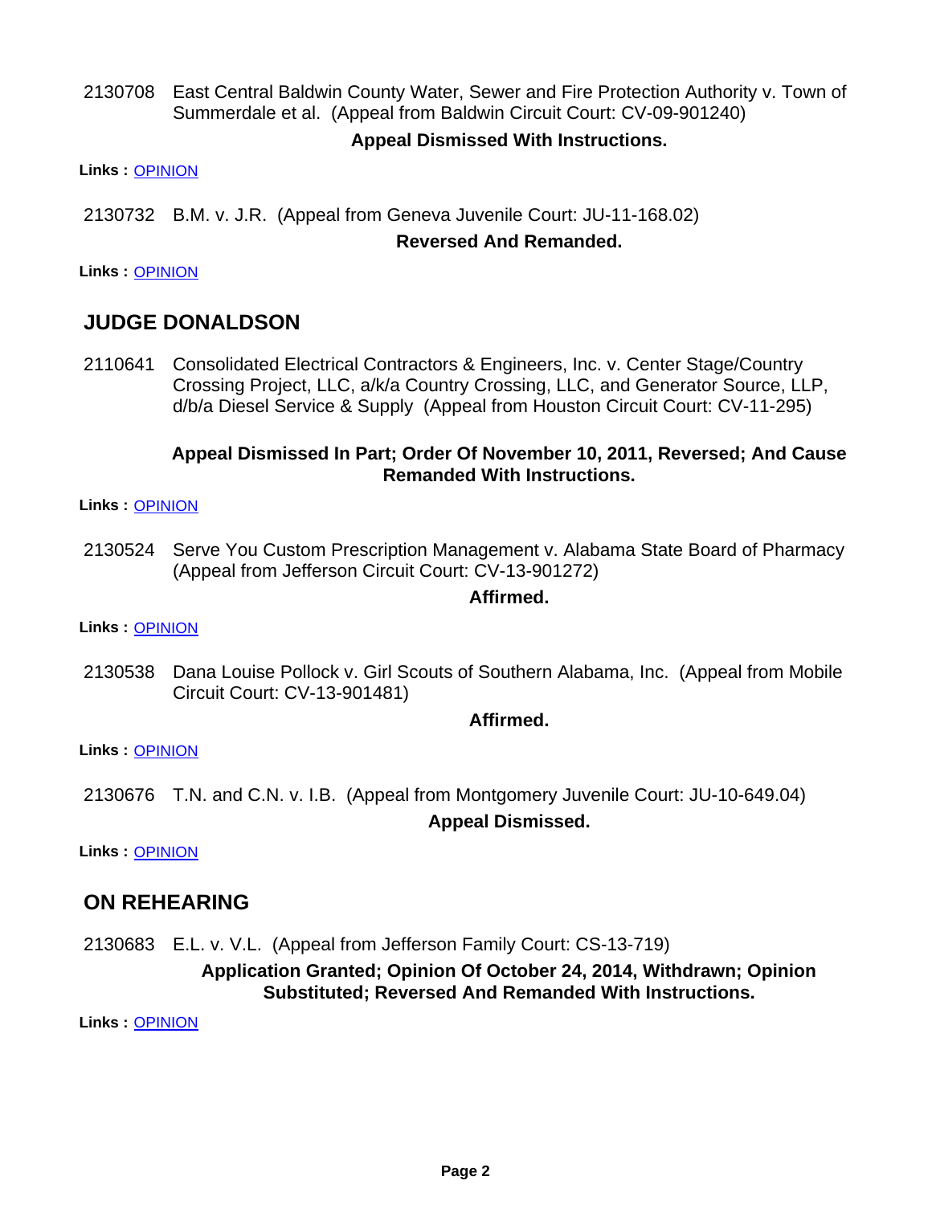2130708 East Central Baldwin County Water, Sewer and Fire Protection Authority v. Town of Summerdale et al. (Appeal from Baldwin Circuit Court: CV-09-901240)

**Appeal Dismissed With Instructions.**

**Links :** [OPINION]

2130732 B.M. v. J.R. (Appeal from Geneva Juvenile Court: JU-11-168.02)

**Reversed And Remanded.**

**Links :** [OPINION]

## JUDGE DONALDSON

2110641 Consolidated Electrical Contractors & Engineers, Inc. v. Center Stage/Country Crossing Project, LLC, a/k/a Country Crossing, LLC, and Generator Source, LLP, d/b/a Diesel Service & Supply (Appeal from Houston Circuit Court: CV-11-295)

**Appeal Dismissed In Part; Order Of November 10, 2011, Reversed; And Cause Remanded With Instructions.**

**Links :** [OPINION]

2130524 Serve You Custom Prescription Management v. Alabama State Board of Pharmacy (Appeal from Jefferson Circuit Court: CV-13-901272)

**Affirmed.**

**Links :** [OPINION]

2130538 Dana Louise Pollock v. Girl Scouts of Southern Alabama, Inc. (Appeal from Mobile Circuit Court: CV-13-901481)

**Affirmed.**

**Links :** [OPINION]

2130676 T.N. and C.N. v. I.B. (Appeal from Montgomery Juvenile Court: JU-10-649.04)

**Appeal Dismissed.**

**Links :** [OPINION]

## ON REHEARING

2130683 E.L. v. V.L. (Appeal from Jefferson Family Court: CS-13-719)

**Application Granted; Opinion Of October 24, 2014, Withdrawn; Opinion Substituted; Reversed And Remanded With Instructions.**

**Links :** [OPINION]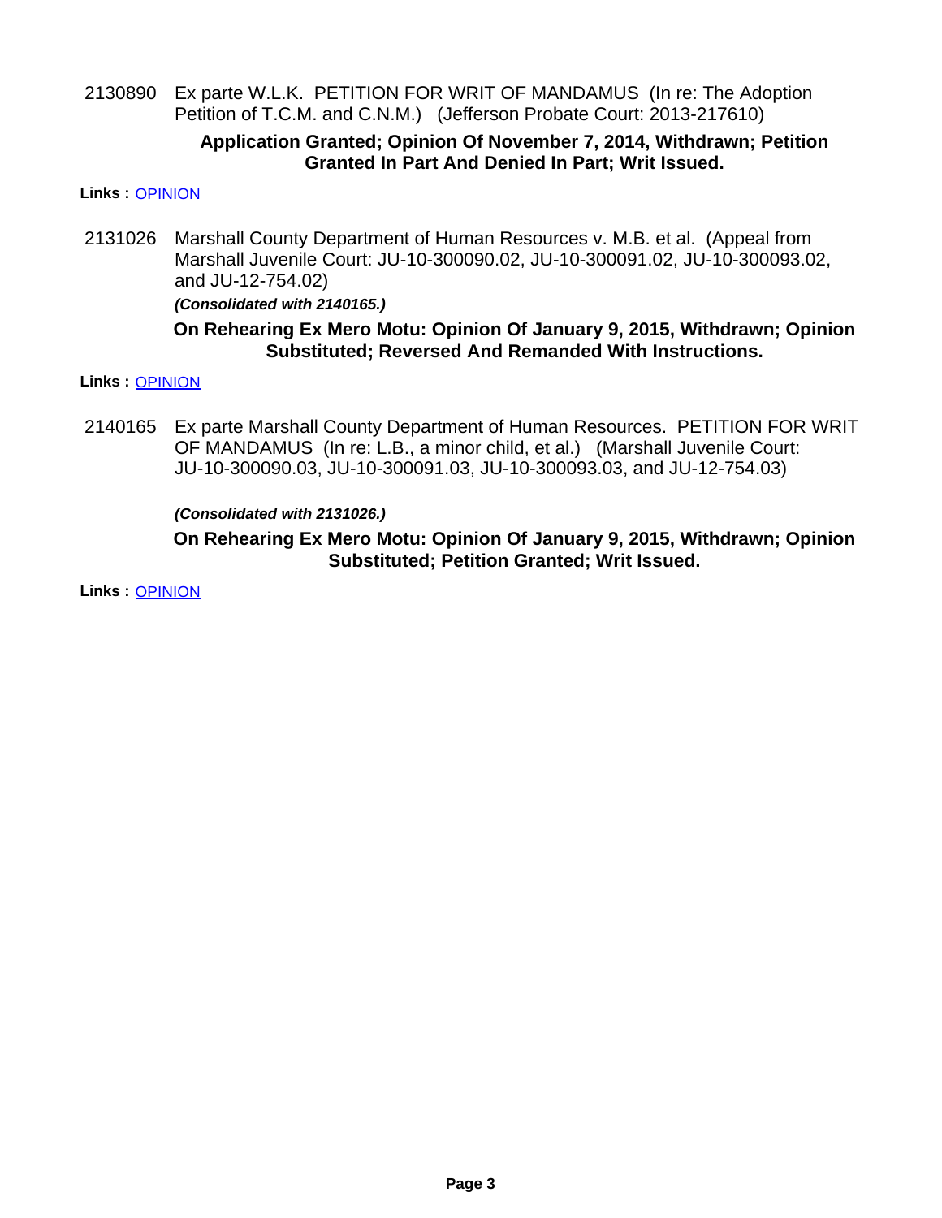2130890 Ex parte W.L.K. PETITION FOR WRIT OF MANDAMUS (In re: The Adoption Petition of T.C.M. and C.N.M.) (Jefferson Probate Court: 2013-217610)

**Application Granted; Opinion Of November 7, 2014, Withdrawn; Petition Granted In Part And Denied In Part; Writ Issued.**

**Links :** OPINION

2131026 Marshall County Department of Human Resources v. M.B. et al. (Appeal from Marshall Juvenile Court: JU-10-300090.02, JU-10-300091.02, JU-10-300093.02, and JU-12-754.02)

***(Consolidated with 2140165.)***

**On Rehearing Ex Mero Motu: Opinion Of January 9, 2015, Withdrawn; Opinion Substituted; Reversed And Remanded With Instructions.**

**Links :** OPINION

2140165 Ex parte Marshall County Department of Human Resources. PETITION FOR WRIT OF MANDAMUS (In re: L.B., a minor child, et al.) (Marshall Juvenile Court: JU-10-300090.03, JU-10-300091.03, JU-10-300093.03, and JU-12-754.03)

***(Consolidated with 2131026.)***

**On Rehearing Ex Mero Motu: Opinion Of January 9, 2015, Withdrawn; Opinion Substituted; Petition Granted; Writ Issued.**

**Links :** OPINION